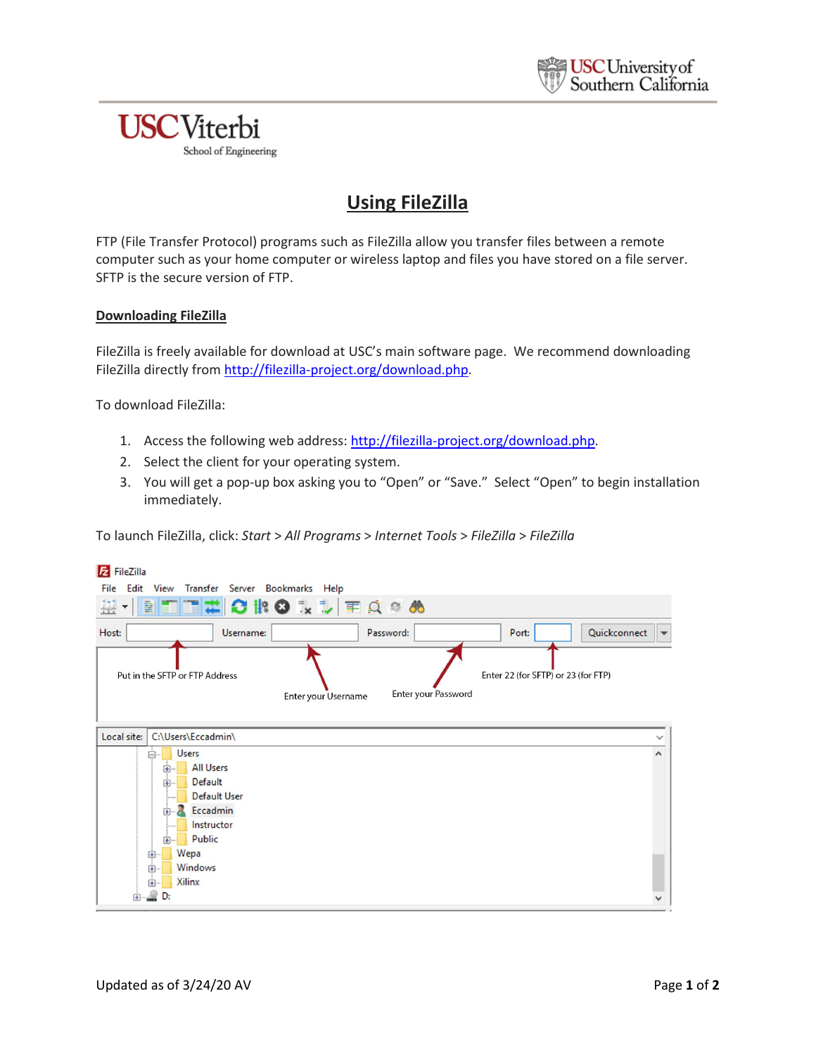# Using FileZilla

FTP (File Transfer Protocol) programs such as FileZilla allow you transfer files between a remote computer such as your home computer or wireless laptop and files you have stored on a file server. SFTP is the secure version of FTP.

## Downloading FileZilla

FileZilla is freely available for download at USC's main software page. We recommend downloading FileZilla directly from [http://filezilla-project.org/download.php](http://filezilla-project.org/download.php).

To download FileZilla:

1. Access the following web address: [http://filezilla-project.org/download.php](http://filezilla-project.org/download.php).
2. Select the client for your operating system.
3. You will get a pop-up box asking you to "Open" or "Save." Select "Open" to begin installation immediately.

To launch FileZilla, click: *Start > All Programs > Internet Tools > FileZilla > FileZilla*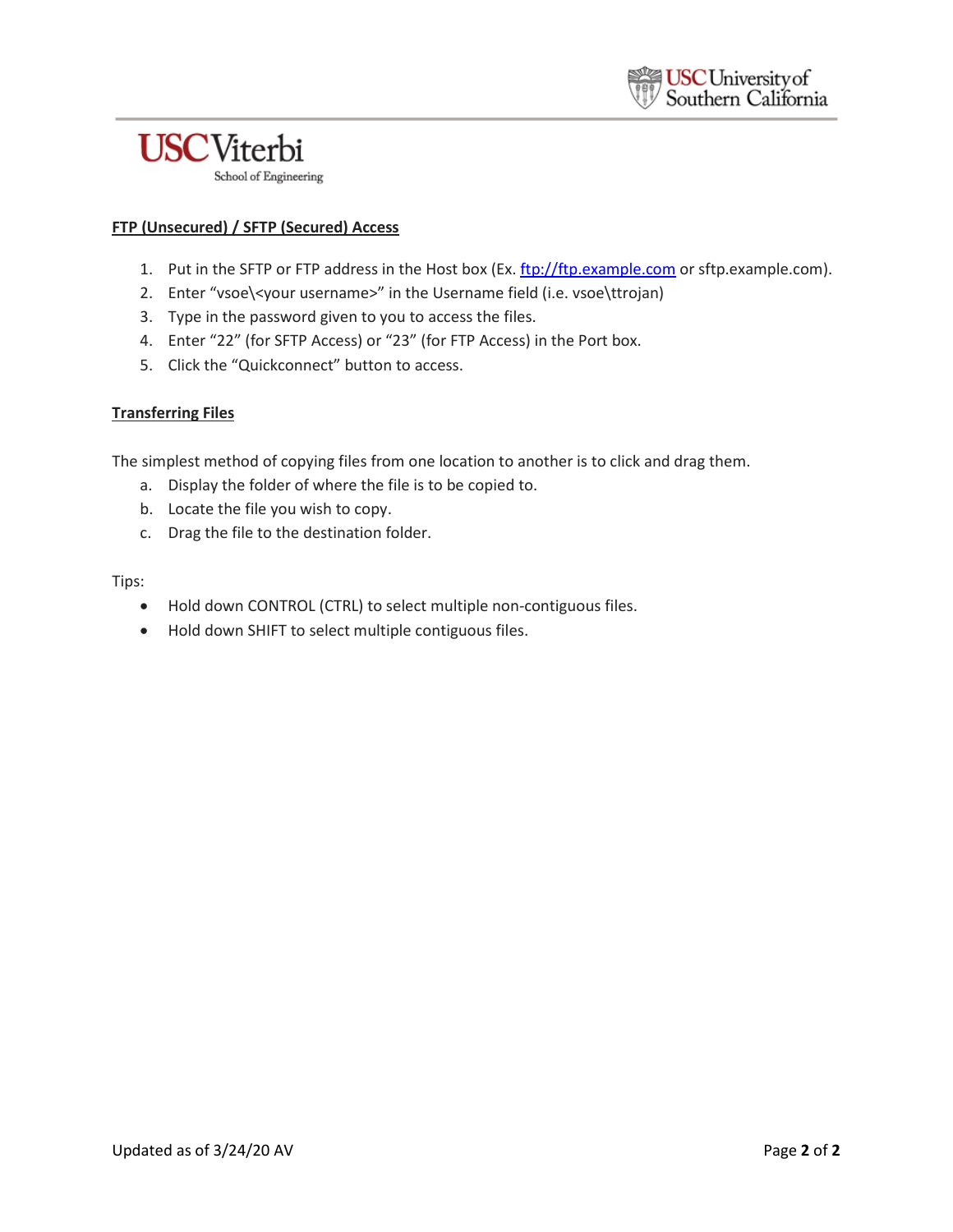## FTP (Unsecured) / SFTP (Secured) Access

1. Put in the SFTP or FTP address in the Host box (Ex. ftp://ftp.example.com or sftp.example.com).
2. Enter "vsoe\<your username>" in the Username field (i.e. vsoe\ttrojan)
3. Type in the password given to you to access the files.
4. Enter "22" (for SFTP Access) or "23" (for FTP Access) in the Port box.
5. Click the "Quickconnect" button to access.

## Transferring Files

The simplest method of copying files from one location to another is to click and drag them.

a. Display the folder of where the file is to be copied to.
b. Locate the file you wish to copy.
c. Drag the file to the destination folder.

Tips:

- Hold down CONTROL (CTRL) to select multiple non-contiguous files.
- Hold down SHIFT to select multiple contiguous files.

Updated as of 3/24/20 AV